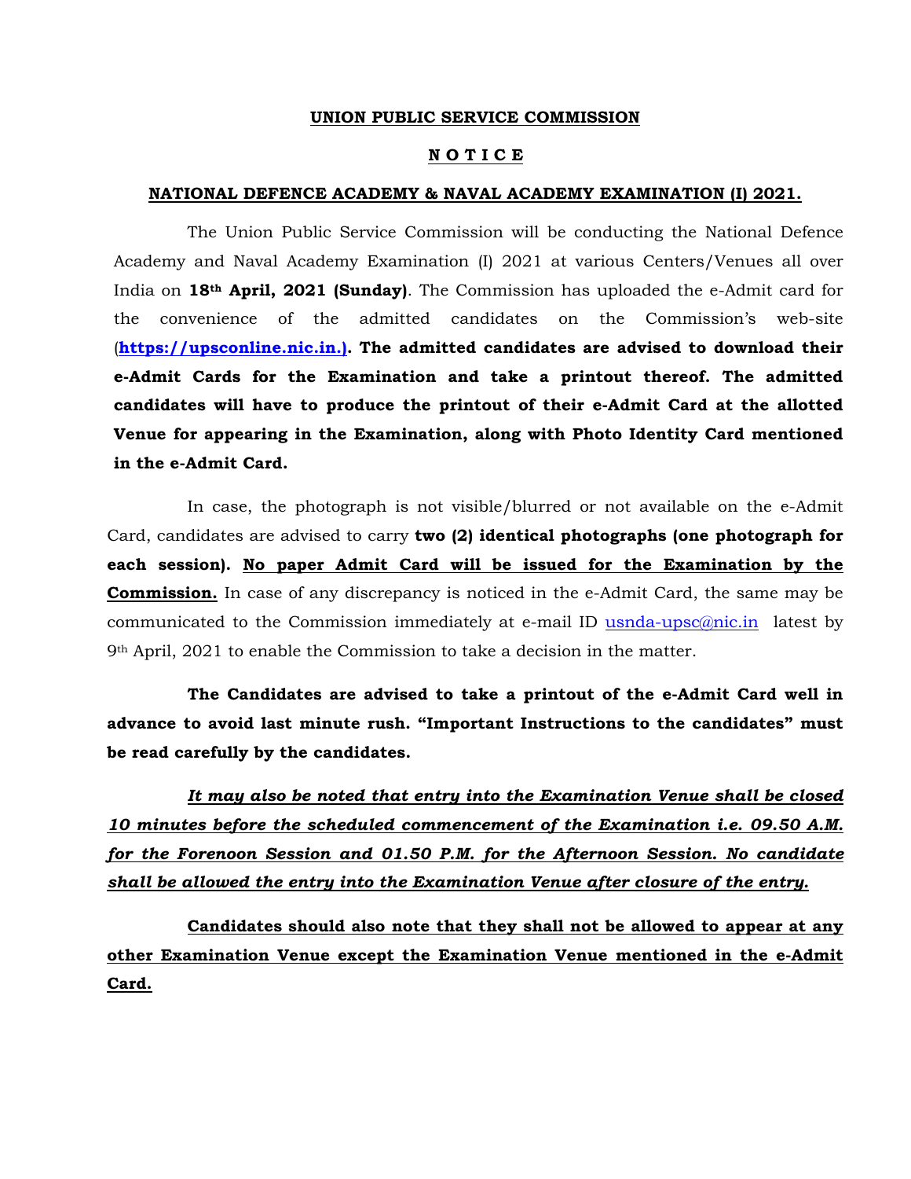**UNION PUBLIC SERVICE COMMISSION**

**N O T I C E**

**NATIONAL DEFENCE ACADEMY & NAVAL ACADEMY EXAMINATION (I) 2021.**

The Union Public Service Commission will be conducting the National Defence Academy and Naval Academy Examination (I) 2021 at various Centers/Venues all over India on **18th April, 2021 (Sunday)**. The Commission has uploaded the e-Admit card for the convenience of the admitted candidates on the Commission's web-site (**https://upsconline.nic.in.)**. **The admitted candidates are advised to download their e-Admit Cards for the Examination and take a printout thereof. The admitted candidates will have to produce the printout of their e-Admit Card at the allotted Venue for appearing in the Examination, along with Photo Identity Card mentioned in the e-Admit Card.**

In case, the photograph is not visible/blurred or not available on the e-Admit Card, candidates are advised to carry **two (2) identical photographs (one photograph for each session). No paper Admit Card will be issued for the Examination by the Commission.** In case of any discrepancy is noticed in the e-Admit Card, the same may be communicated to the Commission immediately at e-mail ID usnda-upsc@nic.in latest by 9th April, 2021 to enable the Commission to take a decision in the matter.

**The Candidates are advised to take a printout of the e-Admit Card well in advance to avoid last minute rush. "Important Instructions to the candidates" must be read carefully by the candidates.**

***It may also be noted that entry into the Examination Venue shall be closed 10 minutes before the scheduled commencement of the Examination i.e. 09.50 A.M. for the Forenoon Session and 01.50 P.M. for the Afternoon Session. No candidate shall be allowed the entry into the Examination Venue after closure of the entry.***

**Candidates should also note that they shall not be allowed to appear at any other Examination Venue except the Examination Venue mentioned in the e-Admit Card.**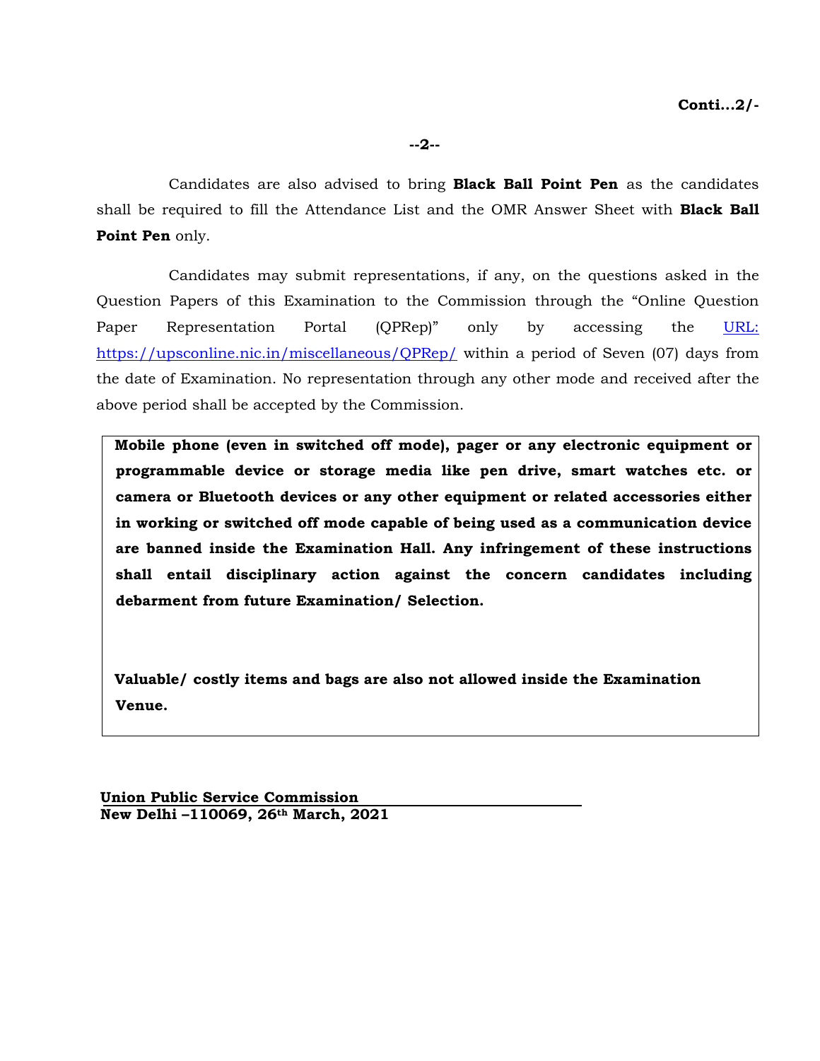Candidates are also advised to bring **Black Ball Point Pen** as the candidates shall be required to fill the Attendance List and the OMR Answer Sheet with **Black Ball Point Pen** only.

Candidates may submit representations, if any, on the questions asked in the Question Papers of this Examination to the Commission through the "Online Question Paper Representation Portal (QPRep)" only by accessing the URL: https://upsconline.nic.in/miscellaneous/QPRep/ within a period of Seven (07) days from the date of Examination. No representation through any other mode and received after the above period shall be accepted by the Commission.

**Mobile phone (even in switched off mode), pager or any electronic equipment or programmable device or storage media like pen drive, smart watches etc. or camera or Bluetooth devices or any other equipment or related accessories either in working or switched off mode capable of being used as a communication device are banned inside the Examination Hall. Any infringement of these instructions shall entail disciplinary action against the concern candidates including debarment from future Examination/ Selection.**

**Valuable/ costly items and bags are also not allowed inside the Examination Venue.**

**Union Public Service Commission**
**New Delhi –110069, 26th March, 2021**